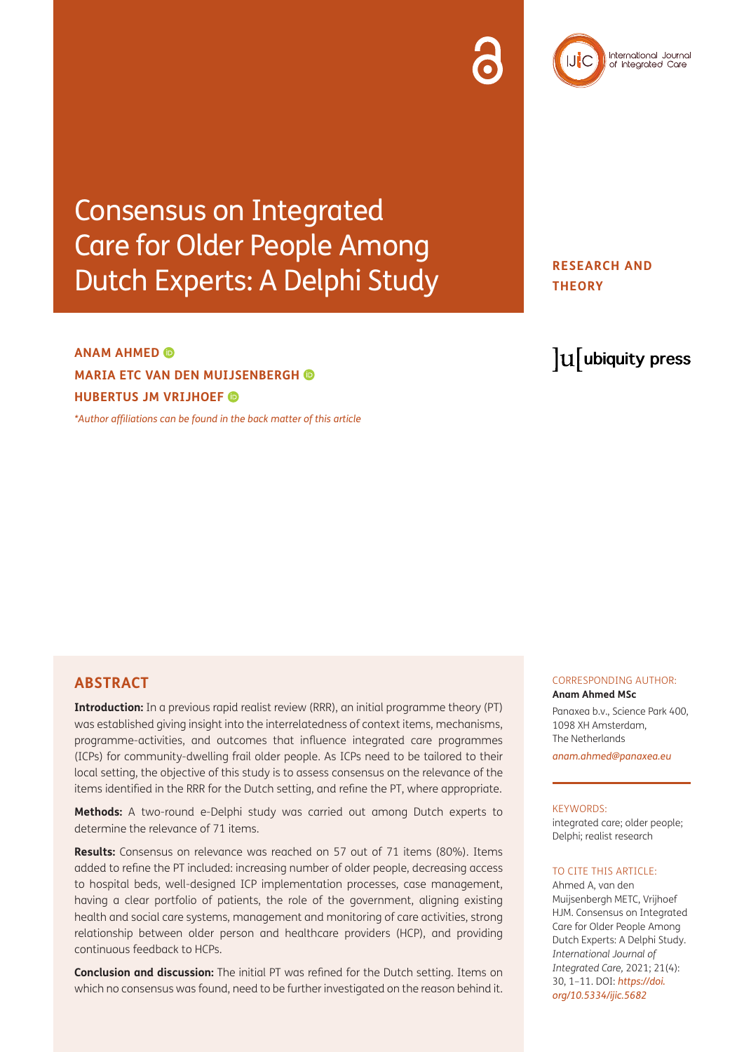# Consensus on Integrated Care for Older People Among Dutch Experts: A Delphi Study

**RESEARCH AND THEORY**

**ANAM AHMED**
**MARIA ETC VAN DEN MUIJSENBERGH**
**HUBERTUS JM VRIJHOEF**

*\*Author affiliations can be found in the back matter of this article*

## ABSTRACT

**Introduction:** In a previous rapid realist review (RRR), an initial programme theory (PT) was established giving insight into the interrelatedness of context items, mechanisms, programme-activities, and outcomes that influence integrated care programmes (ICPs) for community-dwelling frail older people. As ICPs need to be tailored to their local setting, the objective of this study is to assess consensus on the relevance of the items identified in the RRR for the Dutch setting, and refine the PT, where appropriate.

**Methods:** A two-round e-Delphi study was carried out among Dutch experts to determine the relevance of 71 items.

**Results:** Consensus on relevance was reached on 57 out of 71 items (80%). Items added to refine the PT included: increasing number of older people, decreasing access to hospital beds, well-designed ICP implementation processes, case management, having a clear portfolio of patients, the role of the government, aligning existing health and social care systems, management and monitoring of care activities, strong relationship between older person and healthcare providers (HCP), and providing continuous feedback to HCPs.

**Conclusion and discussion:** The initial PT was refined for the Dutch setting. Items on which no consensus was found, need to be further investigated on the reason behind it.

CORRESPONDING AUTHOR:

**Anam Ahmed MSc**

Panaxea b.v., Science Park 400, 1098 XH Amsterdam, The Netherlands

*anam.ahmed@panaxea.eu*

KEYWORDS:

integrated care; older people; Delphi; realist research

TO CITE THIS ARTICLE:

Ahmed A, van den Muijsenbergh METC, Vrijhoef HJM. Consensus on Integrated Care for Older People Among Dutch Experts: A Delphi Study. *International Journal of Integrated Care,* 2021; 21(4): 30, 1–11. DOI: *https://doi.org/10.5334/ijic.5682*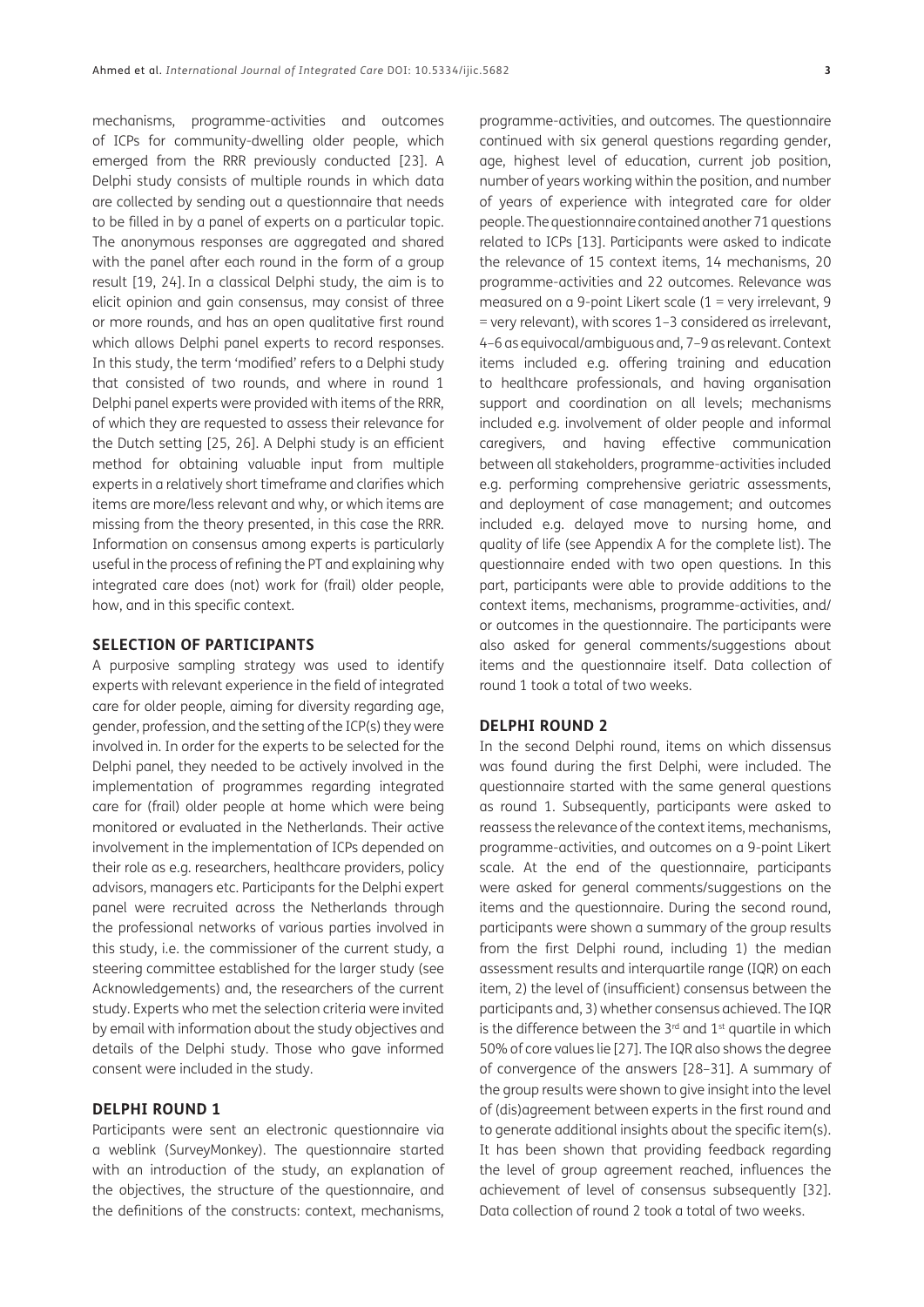mechanisms, programme-activities and outcomes of ICPs for community-dwelling older people, which emerged from the RRR previously conducted [23]. A Delphi study consists of multiple rounds in which data are collected by sending out a questionnaire that needs to be filled in by a panel of experts on a particular topic. The anonymous responses are aggregated and shared with the panel after each round in the form of a group result [19, 24]. In a classical Delphi study, the aim is to elicit opinion and gain consensus, may consist of three or more rounds, and has an open qualitative first round which allows Delphi panel experts to record responses. In this study, the term 'modified' refers to a Delphi study that consisted of two rounds, and where in round 1 Delphi panel experts were provided with items of the RRR, of which they are requested to assess their relevance for the Dutch setting [25, 26]. A Delphi study is an efficient method for obtaining valuable input from multiple experts in a relatively short timeframe and clarifies which items are more/less relevant and why, or which items are missing from the theory presented, in this case the RRR. Information on consensus among experts is particularly useful in the process of refining the PT and explaining why integrated care does (not) work for (frail) older people, how, and in this specific context.

## SELECTION OF PARTICIPANTS

A purposive sampling strategy was used to identify experts with relevant experience in the field of integrated care for older people, aiming for diversity regarding age, gender, profession, and the setting of the ICP(s) they were involved in. In order for the experts to be selected for the Delphi panel, they needed to be actively involved in the implementation of programmes regarding integrated care for (frail) older people at home which were being monitored or evaluated in the Netherlands. Their active involvement in the implementation of ICPs depended on their role as e.g. researchers, healthcare providers, policy advisors, managers etc. Participants for the Delphi expert panel were recruited across the Netherlands through the professional networks of various parties involved in this study, i.e. the commissioner of the current study, a steering committee established for the larger study (see Acknowledgements) and, the researchers of the current study. Experts who met the selection criteria were invited by email with information about the study objectives and details of the Delphi study. Those who gave informed consent were included in the study.

## DELPHI ROUND 1

Participants were sent an electronic questionnaire via a weblink (SurveyMonkey). The questionnaire started with an introduction of the study, an explanation of the objectives, the structure of the questionnaire, and the definitions of the constructs: context, mechanisms, programme-activities, and outcomes. The questionnaire continued with six general questions regarding gender, age, highest level of education, current job position, number of years working within the position, and number of years of experience with integrated care for older people. The questionnaire contained another 71 questions related to ICPs [13]. Participants were asked to indicate the relevance of 15 context items, 14 mechanisms, 20 programme-activities and 22 outcomes. Relevance was measured on a 9-point Likert scale (1 = very irrelevant, 9 = very relevant), with scores 1–3 considered as irrelevant, 4–6 as equivocal/ambiguous and, 7–9 as relevant. Context items included e.g. offering training and education to healthcare professionals, and having organisation support and coordination on all levels; mechanisms included e.g. involvement of older people and informal caregivers, and having effective communication between all stakeholders, programme-activities included e.g. performing comprehensive geriatric assessments, and deployment of case management; and outcomes included e.g. delayed move to nursing home, and quality of life (see Appendix A for the complete list). The questionnaire ended with two open questions. In this part, participants were able to provide additions to the context items, mechanisms, programme-activities, and/or outcomes in the questionnaire. The participants were also asked for general comments/suggestions about items and the questionnaire itself. Data collection of round 1 took a total of two weeks.

## DELPHI ROUND 2

In the second Delphi round, items on which dissensus was found during the first Delphi, were included. The questionnaire started with the same general questions as round 1. Subsequently, participants were asked to reassess the relevance of the context items, mechanisms, programme-activities, and outcomes on a 9-point Likert scale. At the end of the questionnaire, participants were asked for general comments/suggestions on the items and the questionnaire. During the second round, participants were shown a summary of the group results from the first Delphi round, including 1) the median assessment results and interquartile range (IQR) on each item, 2) the level of (insufficient) consensus between the participants and, 3) whether consensus achieved. The IQR is the difference between the 3rd and 1st quartile in which 50% of core values lie [27]. The IQR also shows the degree of convergence of the answers [28–31]. A summary of the group results were shown to give insight into the level of (dis)agreement between experts in the first round and to generate additional insights about the specific item(s). It has been shown that providing feedback regarding the level of group agreement reached, influences the achievement of level of consensus subsequently [32]. Data collection of round 2 took a total of two weeks.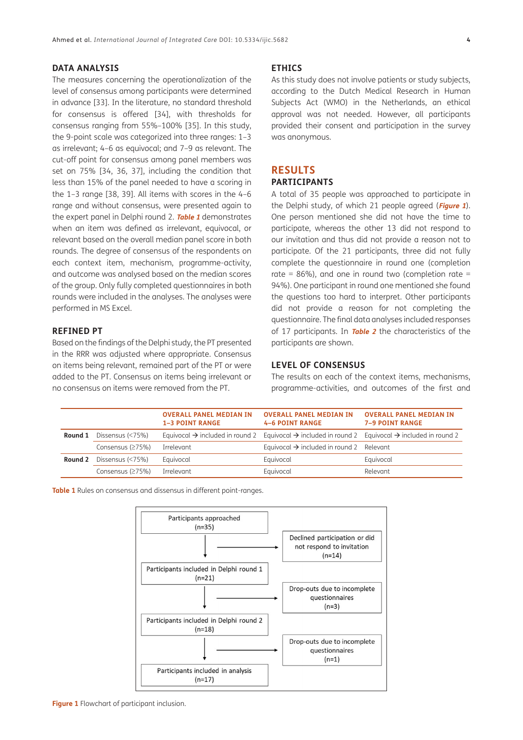## DATA ANALYSIS

The measures concerning the operationalization of the level of consensus among participants were determined in advance [33]. In the literature, no standard threshold for consensus is offered [34], with thresholds for consensus ranging from 55%–100% [35]. In this study, the 9-point scale was categorized into three ranges: 1–3 as irrelevant; 4–6 as equivocal; and 7–9 as relevant. The cut-off point for consensus among panel members was set on 75% [34, 36, 37], including the condition that less than 15% of the panel needed to have a scoring in the 1–3 range [38, 39]. All items with scores in the 4–6 range and without consensus, were presented again to the expert panel in Delphi round 2. **Table 1** demonstrates when an item was defined as irrelevant, equivocal, or relevant based on the overall median panel score in both rounds. The degree of consensus of the respondents on each context item, mechanism, programme-activity, and outcome was analysed based on the median scores of the group. Only fully completed questionnaires in both rounds were included in the analyses. The analyses were performed in MS Excel.

## REFINED PT

Based on the findings of the Delphi study, the PT presented in the RRR was adjusted where appropriate. Consensus on items being relevant, remained part of the PT or were added to the PT. Consensus on items being irrelevant or no consensus on items were removed from the PT.

## ETHICS

As this study does not involve patients or study subjects, according to the Dutch Medical Research in Human Subjects Act (WMO) in the Netherlands, an ethical approval was not needed. However, all participants provided their consent and participation in the survey was anonymous.

# RESULTS

## PARTICIPANTS

A total of 35 people was approached to participate in the Delphi study, of which 21 people agreed (**Figure 1**). One person mentioned she did not have the time to participate, whereas the other 13 did not respond to our invitation and thus did not provide a reason not to participate. Of the 21 participants, three did not fully complete the questionnaire in round one (completion rate = 86%), and one in round two (completion rate = 94%). One participant in round one mentioned she found the questions too hard to interpret. Other participants did not provide a reason for not completing the questionnaire. The final data analyses included responses of 17 participants. In **Table 2** the characteristics of the participants are shown.

## LEVEL OF CONSENSUS

The results on each of the context items, mechanisms, programme-activities, and outcomes of the first and

| | | OVERALL PANEL MEDIAN IN 1–3 POINT RANGE | OVERALL PANEL MEDIAN IN 4–6 POINT RANGE | OVERALL PANEL MEDIAN IN 7–9 POINT RANGE |
|---|---|---|---|---|
| **Round 1** | Dissensus (<75%) | Equivocal → included in round 2 | Equivocal → included in round 2 | Equivocal → included in round 2 |
| | Consensus (≥75%) | Irrelevant | Equivocal → included in round 2 | Relevant |
| **Round 2** | Dissensus (<75%) | Equivocal | Equivocal | Equivocal |
| | Consensus (≥75%) | Irrelevant | Equivocal | Relevant |

**Table 1** Rules on consensus and dissensus in different point-ranges.

```
Participants approached (n=35)
   ↓            → Declined participation or did not respond to invitation (n=14)
Participants included in Delphi round 1 (n=21)
   ↓            → Drop-outs due to incomplete questionnaires (n=3)
Participants included in Delphi round 2 (n=18)
   ↓            → Drop-outs due to incomplete questionnaires (n=1)
Participants included in analysis (n=17)
```

**Figure 1** Flowchart of participant inclusion.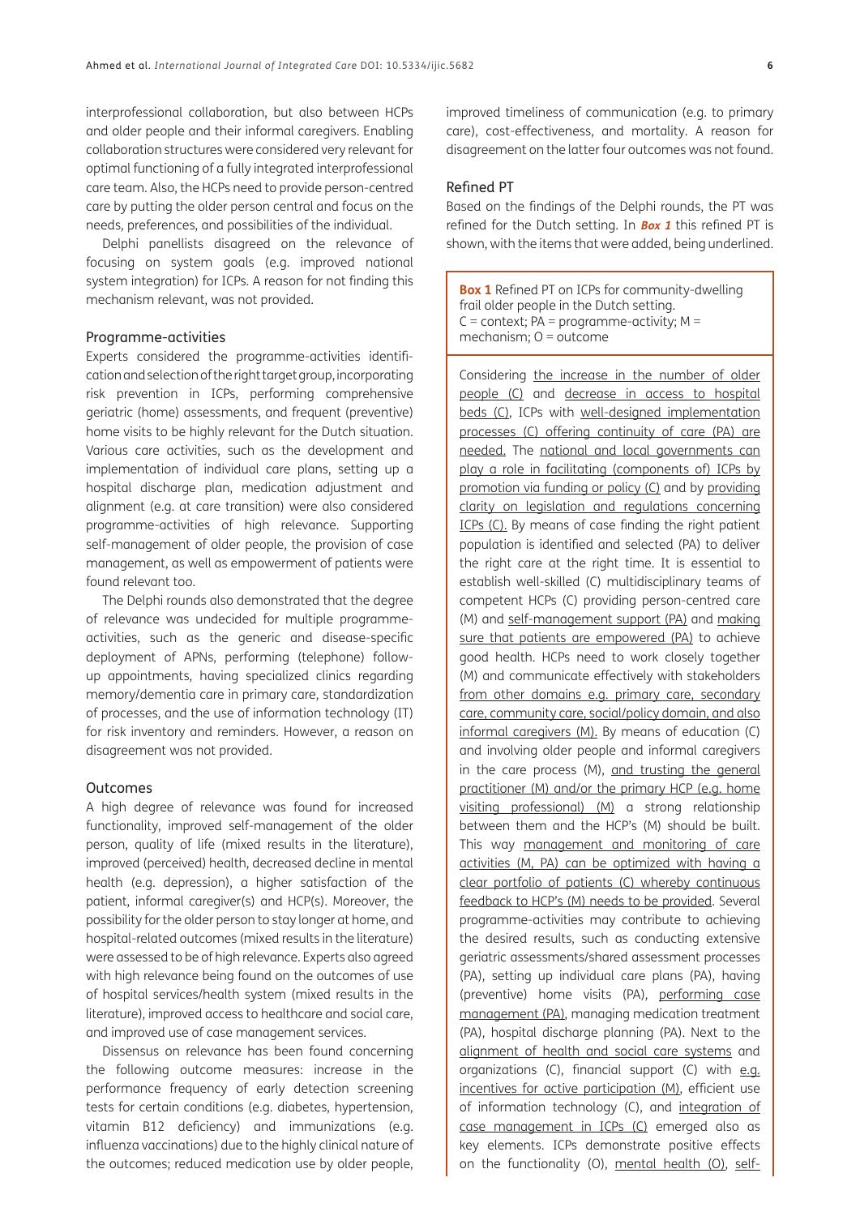interprofessional collaboration, but also between HCPs and older people and their informal caregivers. Enabling collaboration structures were considered very relevant for optimal functioning of a fully integrated interprofessional care team. Also, the HCPs need to provide person-centred care by putting the older person central and focus on the needs, preferences, and possibilities of the individual.

Delphi panellists disagreed on the relevance of focusing on system goals (e.g. improved national system integration) for ICPs. A reason for not finding this mechanism relevant, was not provided.

### Programme-activities

Experts considered the programme-activities identification and selection of the right target group, incorporating risk prevention in ICPs, performing comprehensive geriatric (home) assessments, and frequent (preventive) home visits to be highly relevant for the Dutch situation. Various care activities, such as the development and implementation of individual care plans, setting up a hospital discharge plan, medication adjustment and alignment (e.g. at care transition) were also considered programme-activities of high relevance. Supporting self-management of older people, the provision of case management, as well as empowerment of patients were found relevant too.

The Delphi rounds also demonstrated that the degree of relevance was undecided for multiple programme-activities, such as the generic and disease-specific deployment of APNs, performing (telephone) follow-up appointments, having specialized clinics regarding memory/dementia care in primary care, standardization of processes, and the use of information technology (IT) for risk inventory and reminders. However, a reason on disagreement was not provided.

### Outcomes

A high degree of relevance was found for increased functionality, improved self-management of the older person, quality of life (mixed results in the literature), improved (perceived) health, decreased decline in mental health (e.g. depression), a higher satisfaction of the patient, informal caregiver(s) and HCP(s). Moreover, the possibility for the older person to stay longer at home, and hospital-related outcomes (mixed results in the literature) were assessed to be of high relevance. Experts also agreed with high relevance being found on the outcomes of use of hospital services/health system (mixed results in the literature), improved access to healthcare and social care, and improved use of case management services.

Dissensus on relevance has been found concerning the following outcome measures: increase in the performance frequency of early detection screening tests for certain conditions (e.g. diabetes, hypertension, vitamin B12 deficiency) and immunizations (e.g. influenza vaccinations) due to the highly clinical nature of the outcomes; reduced medication use by older people, improved timeliness of communication (e.g. to primary care), cost-effectiveness, and mortality. A reason for disagreement on the latter four outcomes was not found.

### Refined PT

Based on the findings of the Delphi rounds, the PT was refined for the Dutch setting. In ***Box 1*** this refined PT is shown, with the items that were added, being underlined.

**Box 1** Refined PT on ICPs for community-dwelling frail older people in the Dutch setting.
C = context; PA = programme-activity; M = mechanism; O = outcome

Considering <u>the increase in the number of older people (C)</u> and <u>decrease in access to hospital beds (C)</u>, ICPs with <u>well-designed implementation processes (C) offering continuity of care (PA) are needed.</u> The <u>national and local governments can play a role in facilitating (components of) ICPs by promotion via funding or policy (C)</u> and by <u>providing clarity on legislation and regulations concerning ICPs (C).</u> By means of case finding the right patient population is identified and selected (PA) to deliver the right care at the right time. It is essential to establish well-skilled (C) multidisciplinary teams of competent HCPs (C) providing person-centred care (M) and <u>self-management support (PA)</u> and <u>making sure that patients are empowered (PA)</u> to achieve good health. HCPs need to work closely together (M) and communicate effectively with stakeholders <u>from other domains e.g. primary care, secondary care, community care, social/policy domain, and also informal caregivers (M).</u> By means of education (C) and involving older people and informal caregivers in the care process (M), <u>and trusting the general practitioner (M) and/or the primary HCP (e.g. home visiting professional) (M)</u> a strong relationship between them and the HCP's (M) should be built. This way <u>management and monitoring of care activities (M, PA) can be optimized with having a clear portfolio of patients (C) whereby continuous feedback to HCP's (M) needs to be provided</u>. Several programme-activities may contribute to achieving the desired results, such as conducting extensive geriatric assessments/shared assessment processes (PA), setting up individual care plans (PA), having (preventive) home visits (PA), <u>performing case management (PA)</u>, managing medication treatment (PA), hospital discharge planning (PA). Next to the <u>alignment of health and social care systems</u> and organizations (C), financial support (C) with <u>e.g. incentives for active participation (M)</u>, efficient use of information technology (C), and <u>integration of case management in ICPs (C)</u> emerged also as key elements. ICPs demonstrate positive effects on the functionality (O), <u>mental health (O)</u>, <u>self-</u>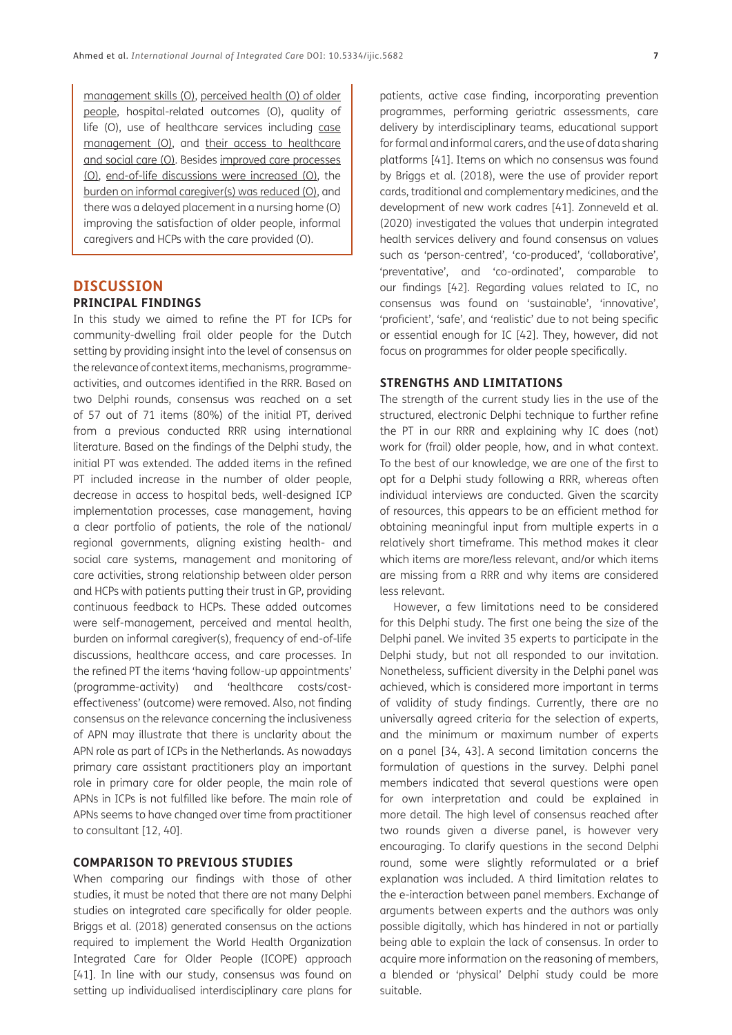management skills (O), perceived health (O) of older people, hospital-related outcomes (O), quality of life (O), use of healthcare services including case management (O), and their access to healthcare and social care (O). Besides improved care processes (O), end-of-life discussions were increased (O), the burden on informal caregiver(s) was reduced (O), and there was a delayed placement in a nursing home (O) improving the satisfaction of older people, informal caregivers and HCPs with the care provided (O).

## DISCUSSION

### PRINCIPAL FINDINGS

In this study we aimed to refine the PT for ICPs for community-dwelling frail older people for the Dutch setting by providing insight into the level of consensus on the relevance of context items, mechanisms, programme-activities, and outcomes identified in the RRR. Based on two Delphi rounds, consensus was reached on a set of 57 out of 71 items (80%) of the initial PT, derived from a previous conducted RRR using international literature. Based on the findings of the Delphi study, the initial PT was extended. The added items in the refined PT included increase in the number of older people, decrease in access to hospital beds, well-designed ICP implementation processes, case management, having a clear portfolio of patients, the role of the national/regional governments, aligning existing health- and social care systems, management and monitoring of care activities, strong relationship between older person and HCPs with patients putting their trust in GP, providing continuous feedback to HCPs. These added outcomes were self-management, perceived and mental health, burden on informal caregiver(s), frequency of end-of-life discussions, healthcare access, and care processes. In the refined PT the items 'having follow-up appointments' (programme-activity) and 'healthcare costs/cost-effectiveness' (outcome) were removed. Also, not finding consensus on the relevance concerning the inclusiveness of APN may illustrate that there is unclarity about the APN role as part of ICPs in the Netherlands. As nowadays primary care assistant practitioners play an important role in primary care for older people, the main role of APNs in ICPs is not fulfilled like before. The main role of APNs seems to have changed over time from practitioner to consultant [12, 40].

### COMPARISON TO PREVIOUS STUDIES

When comparing our findings with those of other studies, it must be noted that there are not many Delphi studies on integrated care specifically for older people. Briggs et al. (2018) generated consensus on the actions required to implement the World Health Organization Integrated Care for Older People (ICOPE) approach [41]. In line with our study, consensus was found on setting up individualised interdisciplinary care plans for patients, active case finding, incorporating prevention programmes, performing geriatric assessments, care delivery by interdisciplinary teams, educational support for formal and informal carers, and the use of data sharing platforms [41]. Items on which no consensus was found by Briggs et al. (2018), were the use of provider report cards, traditional and complementary medicines, and the development of new work cadres [41]. Zonneveld et al. (2020) investigated the values that underpin integrated health services delivery and found consensus on values such as 'person-centred', 'co-produced', 'collaborative', 'preventative', and 'co-ordinated', comparable to our findings [42]. Regarding values related to IC, no consensus was found on 'sustainable', 'innovative', 'proficient', 'safe', and 'realistic' due to not being specific or essential enough for IC [42]. They, however, did not focus on programmes for older people specifically.

### STRENGTHS AND LIMITATIONS

The strength of the current study lies in the use of the structured, electronic Delphi technique to further refine the PT in our RRR and explaining why IC does (not) work for (frail) older people, how, and in what context. To the best of our knowledge, we are one of the first to opt for a Delphi study following a RRR, whereas often individual interviews are conducted. Given the scarcity of resources, this appears to be an efficient method for obtaining meaningful input from multiple experts in a relatively short timeframe. This method makes it clear which items are more/less relevant, and/or which items are missing from a RRR and why items are considered less relevant.

However, a few limitations need to be considered for this Delphi study. The first one being the size of the Delphi panel. We invited 35 experts to participate in the Delphi study, but not all responded to our invitation. Nonetheless, sufficient diversity in the Delphi panel was achieved, which is considered more important in terms of validity of study findings. Currently, there are no universally agreed criteria for the selection of experts, and the minimum or maximum number of experts on a panel [34, 43]. A second limitation concerns the formulation of questions in the survey. Delphi panel members indicated that several questions were open for own interpretation and could be explained in more detail. The high level of consensus reached after two rounds given a diverse panel, is however very encouraging. To clarify questions in the second Delphi round, some were slightly reformulated or a brief explanation was included. A third limitation relates to the e-interaction between panel members. Exchange of arguments between experts and the authors was only possible digitally, which has hindered in not or partially being able to explain the lack of consensus. In order to acquire more information on the reasoning of members, a blended or 'physical' Delphi study could be more suitable.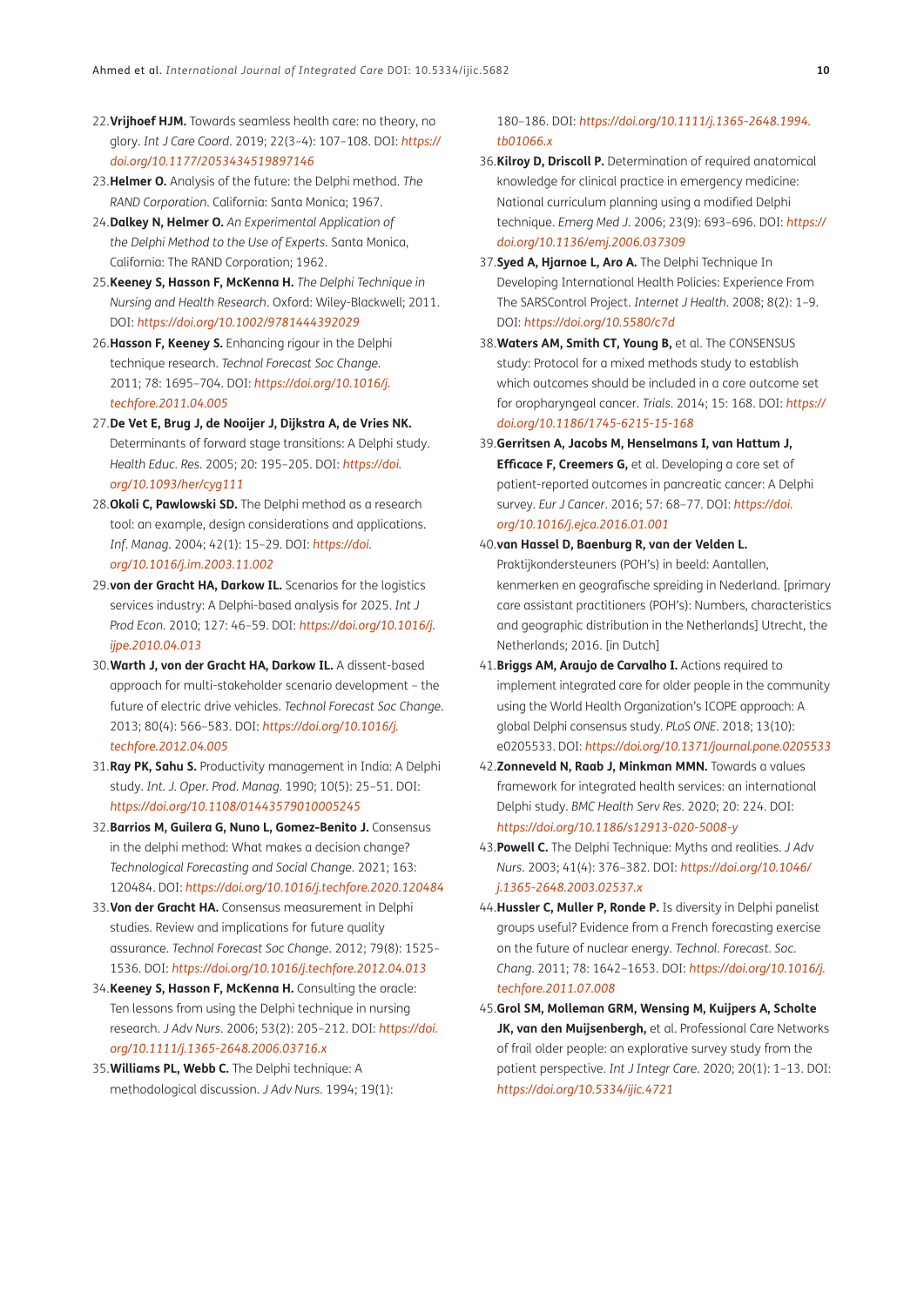22. **Vrijhoef HJM.** Towards seamless health care: no theory, no glory. *Int J Care Coord*. 2019; 22(3–4): 107–108. DOI: *https://doi.org/10.1177/2053434519897146*
23. **Helmer O.** Analysis of the future: the Delphi method. *The RAND Corporation*. California: Santa Monica; 1967.
24. **Dalkey N, Helmer O.** *An Experimental Application of the Delphi Method to the Use of Experts*. Santa Monica, California: The RAND Corporation; 1962.
25. **Keeney S, Hasson F, McKenna H.** *The Delphi Technique in Nursing and Health Research*. Oxford: Wiley-Blackwell; 2011. DOI: *https://doi.org/10.1002/9781444392029*
26. **Hasson F, Keeney S.** Enhancing rigour in the Delphi technique research. *Technol Forecast Soc Change*. 2011; 78: 1695–704. DOI: *https://doi.org/10.1016/j.techfore.2011.04.005*
27. **De Vet E, Brug J, de Nooijer J, Dijkstra A, de Vries NK.** Determinants of forward stage transitions: A Delphi study. *Health Educ. Res*. 2005; 20: 195–205. DOI: *https://doi.org/10.1093/her/cyg111*
28. **Okoli C, Pawlowski SD.** The Delphi method as a research tool: an example, design considerations and applications. *Inf. Manag*. 2004; 42(1): 15–29. DOI: *https://doi.org/10.1016/j.im.2003.11.002*
29. **von der Gracht HA, Darkow IL.** Scenarios for the logistics services industry: A Delphi-based analysis for 2025. *Int J Prod Econ*. 2010; 127: 46–59. DOI: *https://doi.org/10.1016/j.ijpe.2010.04.013*
30. **Warth J, von der Gracht HA, Darkow IL.** A dissent-based approach for multi-stakeholder scenario development – the future of electric drive vehicles. *Technol Forecast Soc Change*. 2013; 80(4): 566–583. DOI: *https://doi.org/10.1016/j.techfore.2012.04.005*
31. **Ray PK, Sahu S.** Productivity management in India: A Delphi study. *Int. J. Oper. Prod. Manag*. 1990; 10(5): 25–51. DOI: *https://doi.org/10.1108/01443579010005245*
32. **Barrios M, Guilera G, Nuno L, Gomez-Benito J.** Consensus in the delphi method: What makes a decision change? *Technological Forecasting and Social Change*. 2021; 163: 120484. DOI: *https://doi.org/10.1016/j.techfore.2020.120484*
33. **Von der Gracht HA.** Consensus measurement in Delphi studies. Review and implications for future quality assurance. *Technol Forecast Soc Change*. 2012; 79(8): 1525–1536. DOI: *https://doi.org/10.1016/j.techfore.2012.04.013*
34. **Keeney S, Hasson F, McKenna H.** Consulting the oracle: Ten lessons from using the Delphi technique in nursing research. *J Adv Nurs*. 2006; 53(2): 205–212. DOI: *https://doi.org/10.1111/j.1365-2648.2006.03716.x*
35. **Williams PL, Webb C.** The Delphi technique: A methodological discussion. *J Adv Nurs*. 1994; 19(1): 180–186. DOI: *https://doi.org/10.1111/j.1365-2648.1994.tb01066.x*
36. **Kilroy D, Driscoll P.** Determination of required anatomical knowledge for clinical practice in emergency medicine: National curriculum planning using a modified Delphi technique. *Emerg Med J*. 2006; 23(9): 693–696. DOI: *https://doi.org/10.1136/emj.2006.037309*
37. **Syed A, Hjarnoe L, Aro A.** The Delphi Technique In Developing International Health Policies: Experience From The SARSControl Project. *Internet J Health*. 2008; 8(2): 1–9. DOI: *https://doi.org/10.5580/c7d*
38. **Waters AM, Smith CT, Young B,** et al. The CONSENSUS study: Protocol for a mixed methods study to establish which outcomes should be included in a core outcome set for oropharyngeal cancer. *Trials*. 2014; 15: 168. DOI: *https://doi.org/10.1186/1745-6215-15-168*
39. **Gerritsen A, Jacobs M, Henselmans I, van Hattum J, Efficace F, Creemers G,** et al. Developing a core set of patient-reported outcomes in pancreatic cancer: A Delphi survey. *Eur J Cancer*. 2016; 57: 68–77. DOI: *https://doi.org/10.1016/j.ejca.2016.01.001*
40. **van Hassel D, Baenburg R, van der Velden L.** Praktijkondersteuners (POH's) in beeld: Aantallen, kenmerken en geografische spreiding in Nederland. [primary care assistant practitioners (POH's): Numbers, characteristics and geographic distribution in the Netherlands] Utrecht, the Netherlands; 2016. [in Dutch]
41. **Briggs AM, Araujo de Carvalho I.** Actions required to implement integrated care for older people in the community using the World Health Organization's ICOPE approach: A global Delphi consensus study. *PLoS ONE*. 2018; 13(10): e0205533. DOI: *https://doi.org/10.1371/journal.pone.0205533*
42. **Zonneveld N, Raab J, Minkman MMN.** Towards a values framework for integrated health services: an international Delphi study. *BMC Health Serv Res*. 2020; 20: 224. DOI: *https://doi.org/10.1186/s12913-020-5008-y*
43. **Powell C.** The Delphi Technique: Myths and realities. *J Adv Nurs*. 2003; 41(4): 376–382. DOI: *https://doi.org/10.1046/j.1365-2648.2003.02537.x*
44. **Hussler C, Muller P, Ronde P.** Is diversity in Delphi panelist groups useful? Evidence from a French forecasting exercise on the future of nuclear energy. *Technol. Forecast. Soc. Chang*. 2011; 78: 1642–1653. DOI: *https://doi.org/10.1016/j.techfore.2011.07.008*
45. **Grol SM, Molleman GRM, Wensing M, Kuijpers A, Scholte JK, van den Muijsenbergh,** et al. Professional Care Networks of frail older people: an explorative survey study from the patient perspective. *Int J Integr Care*. 2020; 20(1): 1–13. DOI: *https://doi.org/10.5334/ijic.4721*